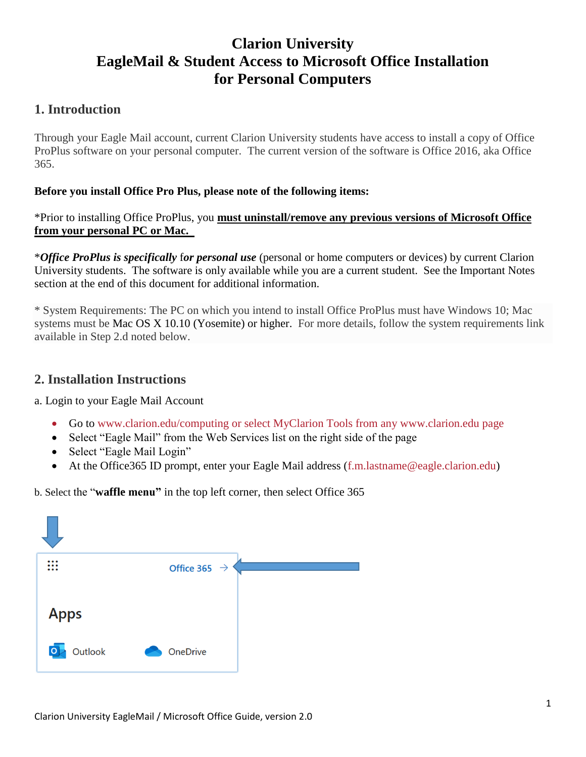# Clarion University
# EagleMail & Student Access to Microsoft Office Installation for Personal Computers

## 1. Introduction

Through your Eagle Mail account, current Clarion University students have access to install a copy of Office ProPlus software on your personal computer. The current version of the software is Office 2016, aka Office 365.

**Before you install Office Pro Plus, please note of the following items:**

*Prior to installing Office ProPlus, you **must uninstall/remove any previous versions of Microsoft Office from your personal PC or Mac.**

****Office ProPlus is specifically*** **for** ***personal use*** (personal or home computers or devices) by current Clarion University students. The software is only available while you are a current student. See the Important Notes section at the end of this document for additional information.

* System Requirements: The PC on which you intend to install Office ProPlus must have Windows 10; Mac systems must be Mac OS X 10.10 (Yosemite) or higher. For more details, follow the system requirements link available in Step 2.d noted below.

## 2. Installation Instructions

a. Login to your Eagle Mail Account

- Go to www.clarion.edu/computing or select MyClarion Tools from any www.clarion.edu page
- Select "Eagle Mail" from the Web Services list on the right side of the page
- Select "Eagle Mail Login"
- At the Office365 ID prompt, enter your Eagle Mail address (f.m.lastname@eagle.clarion.edu)

b. Select the "**waffle menu**" in the top left corner, then select Office 365

Office 365 →

Apps

Outlook OneDrive

Clarion University EagleMail / Microsoft Office Guide, version 2.0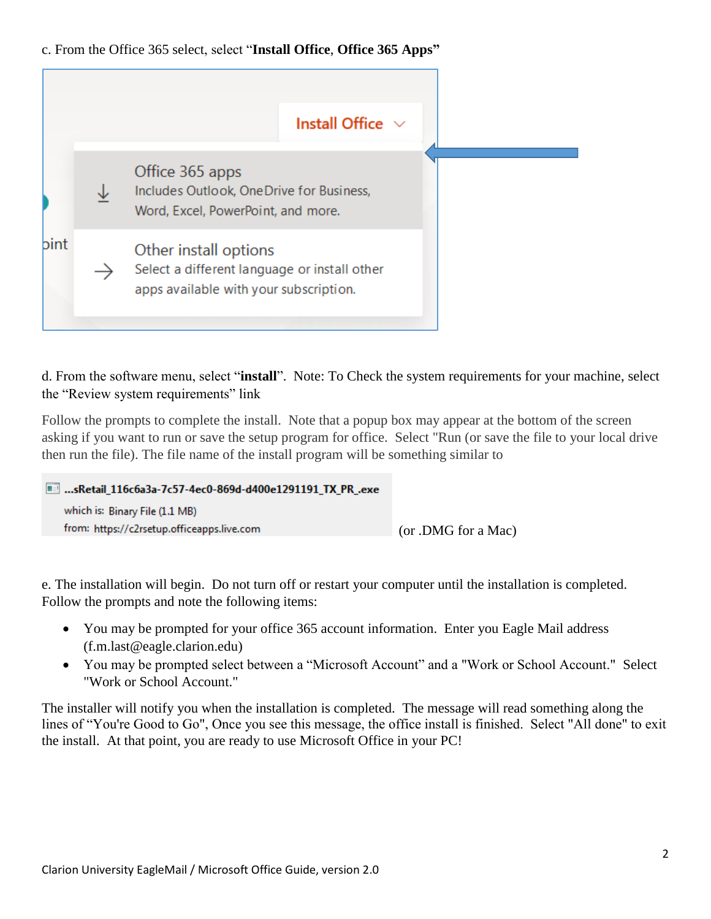c. From the Office 365 select, select "**Install Office**, **Office 365 Apps**"

d. From the software menu, select "**install**". Note: To Check the system requirements for your machine, select the "Review system requirements" link

Follow the prompts to complete the install. Note that a popup box may appear at the bottom of the screen asking if you want to run or save the setup program for office. Select "Run (or save the file to your local drive then run the file). The file name of the install program will be something similar to

...sRetail_116c6a3a-7c57-4ec0-869d-d400e1291191_TX_PR_.exe
which is: Binary File (1.1 MB)
from: https://c2rsetup.officeapps.live.com

(or .DMG for a Mac)

e. The installation will begin. Do not turn off or restart your computer until the installation is completed. Follow the prompts and note the following items:

- You may be prompted for your office 365 account information. Enter you Eagle Mail address (f.m.last@eagle.clarion.edu)
- You may be prompted select between a "Microsoft Account" and a "Work or School Account." Select "Work or School Account."

The installer will notify you when the installation is completed. The message will read something along the lines of "You're Good to Go", Once you see this message, the office install is finished. Select "All done" to exit the install. At that point, you are ready to use Microsoft Office in your PC!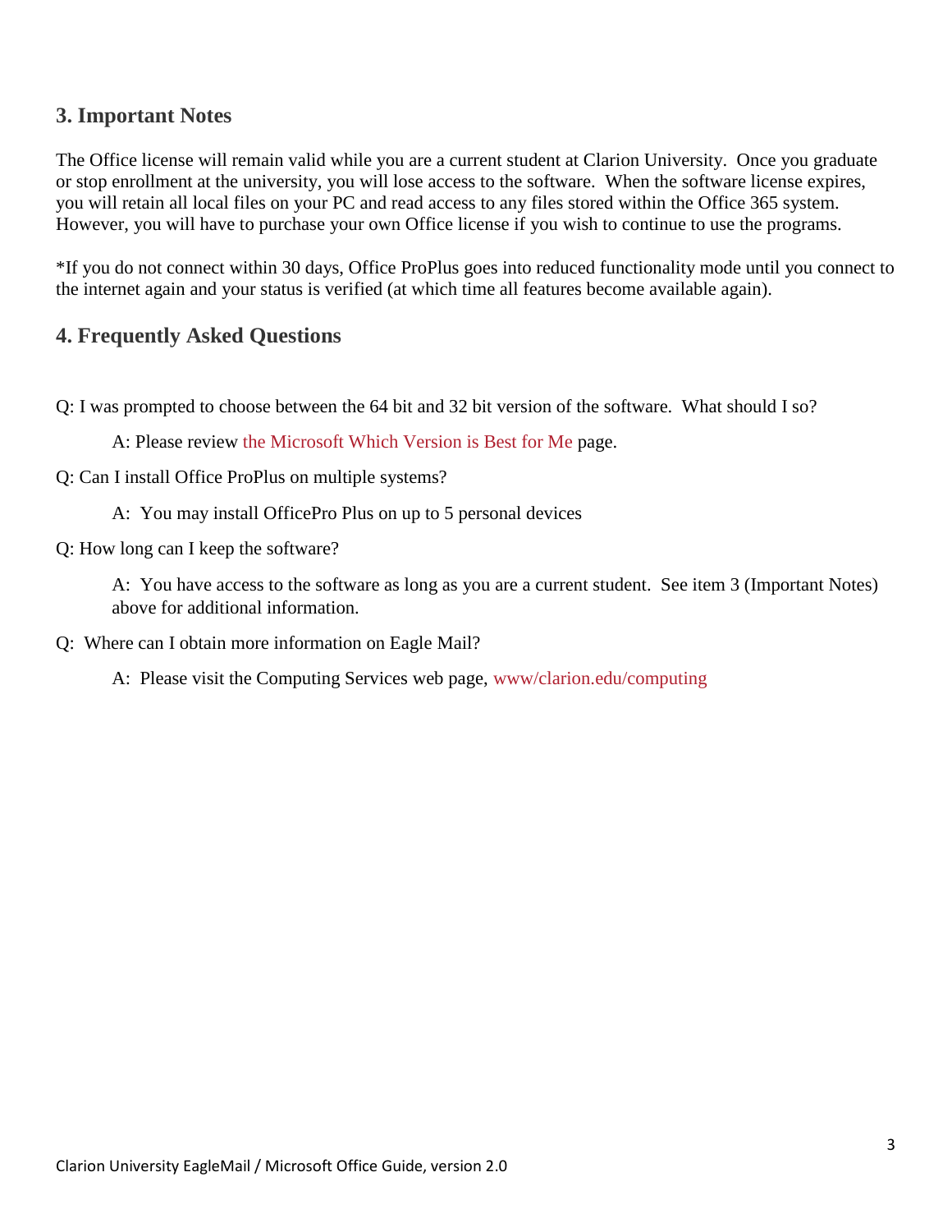## 3. Important Notes

The Office license will remain valid while you are a current student at Clarion University. Once you graduate or stop enrollment at the university, you will lose access to the software. When the software license expires, you will retain all local files on your PC and read access to any files stored within the Office 365 system. However, you will have to purchase your own Office license if you wish to continue to use the programs.

*If you do not connect within 30 days, Office ProPlus goes into reduced functionality mode until you connect to the internet again and your status is verified (at which time all features become available again).

## 4. Frequently Asked Questions

Q: I was prompted to choose between the 64 bit and 32 bit version of the software. What should I so?

> A: Please review the Microsoft Which Version is Best for Me page.

Q: Can I install Office ProPlus on multiple systems?

> A: You may install OfficePro Plus on up to 5 personal devices

Q: How long can I keep the software?

> A: You have access to the software as long as you are a current student. See item 3 (Important Notes) above for additional information.

Q: Where can I obtain more information on Eagle Mail?

> A: Please visit the Computing Services web page, www/clarion.edu/computing